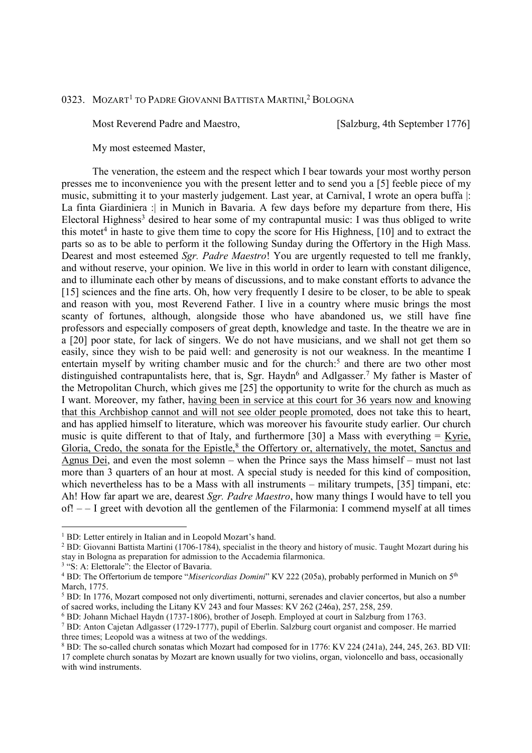## 0323. MOZART[1] TO PADRE GIOVANNI BATTISTA MARTINI,[2] BOLOGNA

Most Reverend Padre and Maestro, [Salzburg, 4th September 1776]

My most esteemed Master,

The veneration, the esteem and the respect which I bear towards your most worthy person presses me to inconvenience you with the present letter and to send you a [5] feeble piece of my music, submitting it to your masterly judgement. Last year, at Carnival, I wrote an opera buffa |: La finta Giardiniera :| in Munich in Bavaria. A few days before my departure from there, His Electoral Highness[3] desired to hear some of my contrapuntal music: I was thus obliged to write this motet[4] in haste to give them time to copy the score for His Highness, [10] and to extract the parts so as to be able to perform it the following Sunday during the Offertory in the High Mass. Dearest and most esteemed *Sgr. Padre Maestro*! You are urgently requested to tell me frankly, and without reserve, your opinion. We live in this world in order to learn with constant diligence, and to illuminate each other by means of discussions, and to make constant efforts to advance the [15] sciences and the fine arts. Oh, how very frequently I desire to be closer, to be able to speak and reason with you, most Reverend Father. I live in a country where music brings the most scanty of fortunes, although, alongside those who have abandoned us, we still have fine professors and especially composers of great depth, knowledge and taste. In the theatre we are in a [20] poor state, for lack of singers. We do not have musicians, and we shall not get them so easily, since they wish to be paid well: and generosity is not our weakness. In the meantime I entertain myself by writing chamber music and for the church:[5] and there are two other most distinguished contrapuntalists here, that is, Sgr. Haydn[6] and Adlgasser.[7] My father is Master of the Metropolitan Church, which gives me [25] the opportunity to write for the church as much as I want. Moreover, my father, <u>having been in service at this court for 36 years now and knowing that this Archbishop cannot and will not see older people promoted</u>, does not take this to heart, and has applied himself to literature, which was moreover his favourite study earlier. Our church music is quite different to that of Italy, and furthermore [30] a Mass with everything = <u>Kyrie, Gloria, Credo, the sonata for the Epistle,[8] the Offertory or, alternatively, the motet, Sanctus and Agnus Dei</u>, and even the most solemn – when the Prince says the Mass himself – must not last more than 3 quarters of an hour at most. A special study is needed for this kind of composition, which nevertheless has to be a Mass with all instruments – military trumpets, [35] timpani, etc: Ah! How far apart we are, dearest *Sgr. Padre Maestro*, how many things I would have to tell you of! – – I greet with devotion all the gentlemen of the Filarmonia: I commend myself at all times

---

[1] BD: Letter entirely in Italian and in Leopold Mozart's hand.

[2] BD: Giovanni Battista Martini (1706-1784), specialist in the theory and history of music. Taught Mozart during his stay in Bologna as preparation for admission to the Accademia filarmonica.

[3] "S: A: Elettorale": the Elector of Bavaria.

[4] BD: The Offertorium de tempore "*Misericordias Domini*" KV 222 (205a), probably performed in Munich on 5th March, 1775.

[5] BD: In 1776, Mozart composed not only divertimenti, notturni, serenades and clavier concertos, but also a number of sacred works, including the Litany KV 243 and four Masses: KV 262 (246a), 257, 258, 259.

[6] BD: Johann Michael Haydn (1737-1806), brother of Joseph. Employed at court in Salzburg from 1763.

[7] BD: Anton Cajetan Adlgasser (1729-1777), pupil of Eberlin. Salzburg court organist and composer. He married three times; Leopold was a witness at two of the weddings.

[8] BD: The so-called church sonatas which Mozart had composed for in 1776: KV 224 (241a), 244, 245, 263. BD VII: 17 complete church sonatas by Mozart are known usually for two violins, organ, violoncello and bass, occasionally with wind instruments.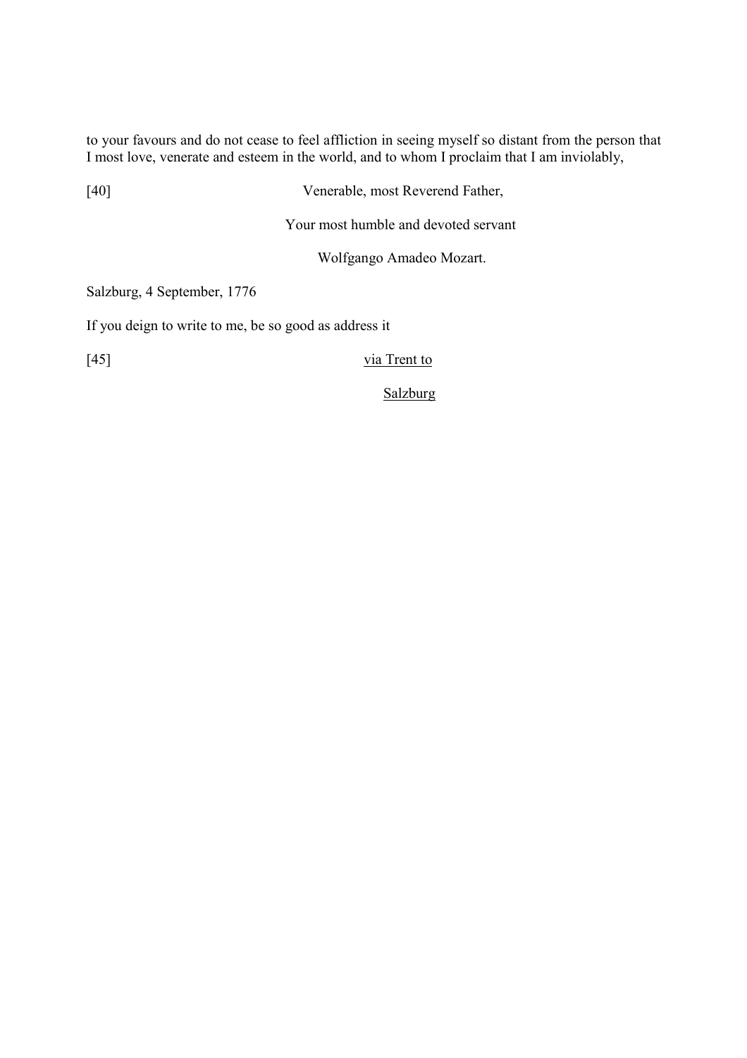to your favours and do not cease to feel affliction in seeing myself so distant from the person that I most love, venerate and esteem in the world, and to whom I proclaim that I am inviolably,

[40] Venerable, most Reverend Father,

Your most humble and devoted servant

Wolfgango Amadeo Mozart.

Salzburg, 4 September, 1776

If you deign to write to me, be so good as address it

[45] via Trent to

Salzburg